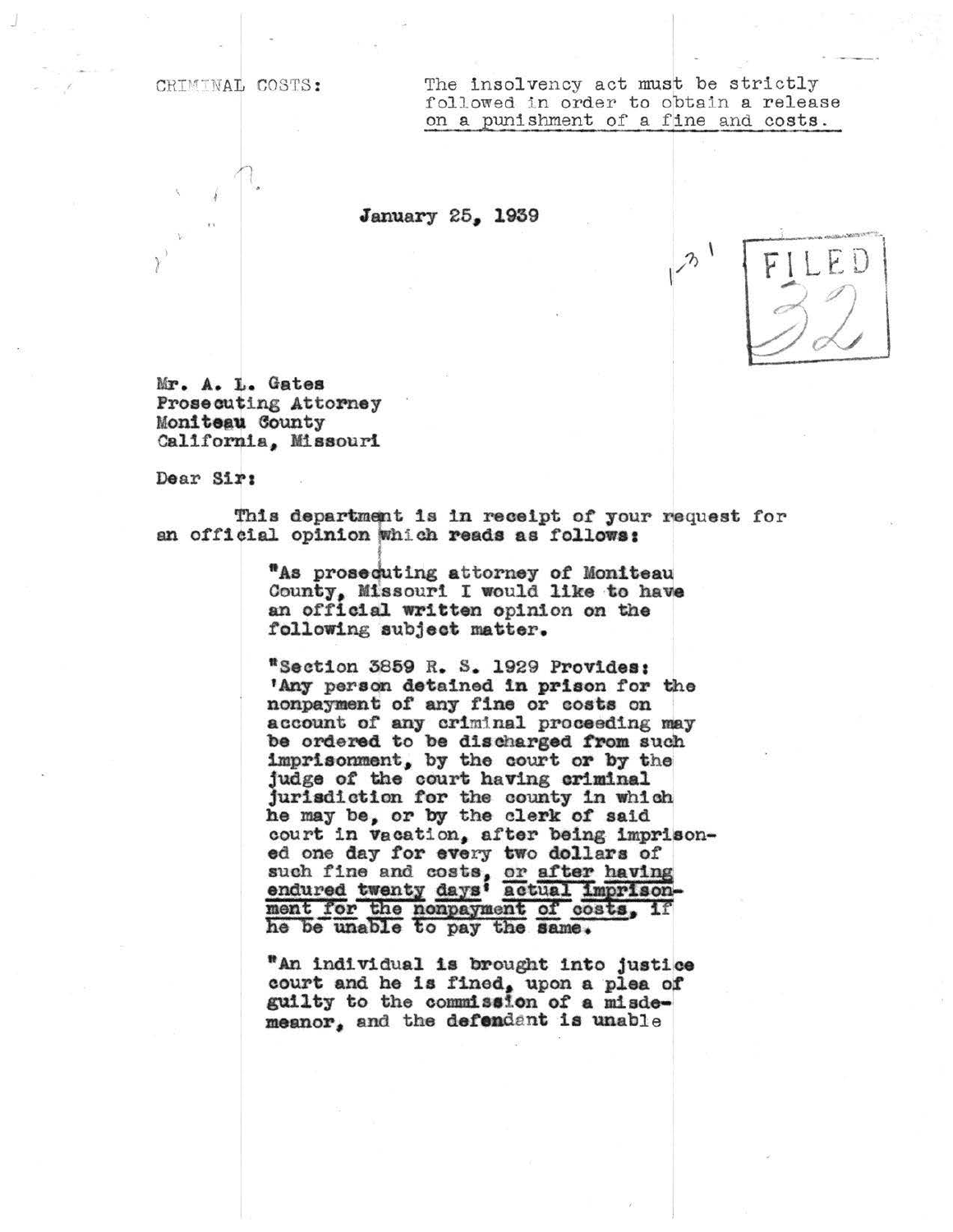CRIMINAL COSTS: The insolvency act must be strictly followed in order to obtain a release on a punishment of a fine and costs.

January 25, 1939

FILED 32

Mr. A. L. Gates
Prosecuting Attorney
Moniteau County
California, Missouri

Dear Sir:

This department is in receipt of your request for an official opinion which reads as follows:

> "As prosecuting attorney of Moniteau County, Missouri I would like to have an official written opinion on the following subject matter.
>
> "Section 3859 R. S. 1929 Provides: 'Any person detained in prison for the nonpayment of any fine or costs on account of any criminal proceeding may be ordered to be discharged from such imprisonment, by the court or by the judge of the court having criminal jurisdiction for the county in which he may be, or by the clerk of said court in vacation, after being imprisoned one day for every two dollars of such fine and costs, <u>or after having endured twenty days' actual imprisonment for the nonpayment of costs</u>, if he be unable to pay the same.
>
> "An individual is brought into justice court and he is fined, upon a plea of guilty to the commission of a misdemeanor, and the defendant is unable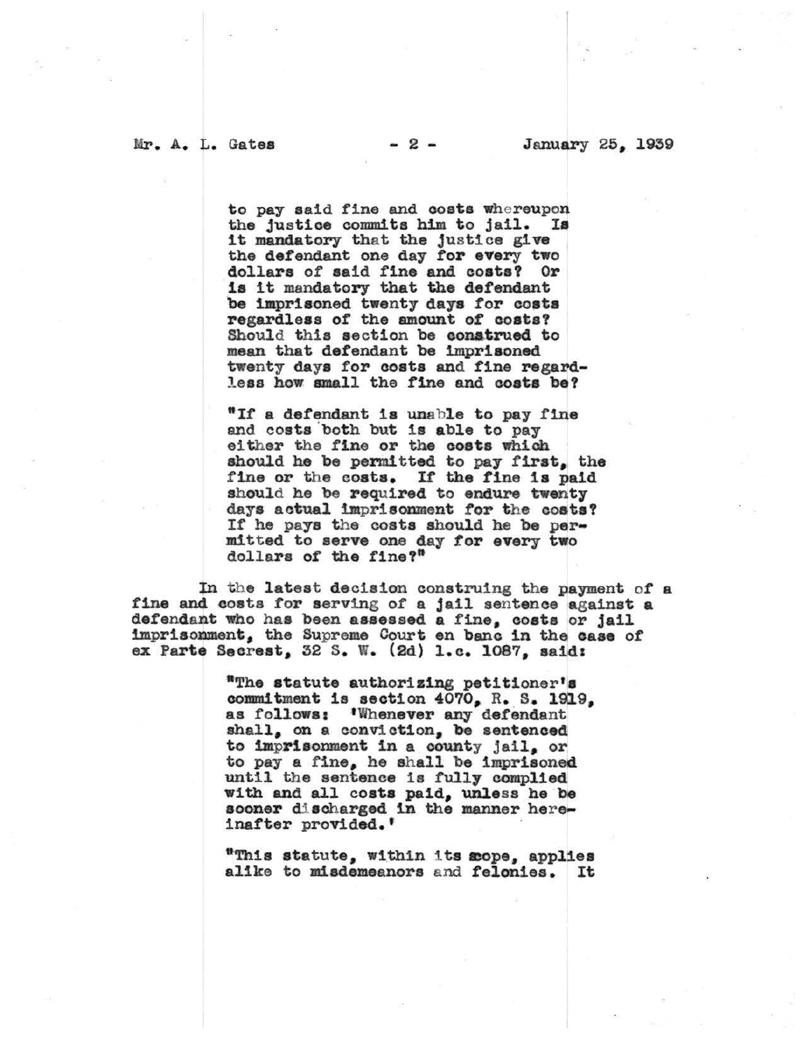to pay said fine and costs whereupon the justice commits him to jail. Is it mandatory that the justice give the defendant one day for every two dollars of said fine and costs? Or is it mandatory that the defendant be imprisoned twenty days for costs regardless of the amount of costs? Should this section be construed to mean that defendant be imprisoned twenty days for costs and fine regardless how small the fine and costs be?

"If a defendant is unable to pay fine and costs both but is able to pay either the fine or the costs which should he be permitted to pay first, the fine or the costs. If the fine is paid should he be required to endure twenty days actual imprisonment for the costs? If he pays the costs should he be permitted to serve one day for every two dollars of the fine?"

In the latest decision construing the payment of a fine and costs for serving of a jail sentence against a defendant who has been assessed a fine, costs or jail imprisonment, the Supreme Court en banc in the case of ex Parte Secrest, 32 S. W. (2d) l.c. 1087, said:

> "The statute authorizing petitioner's commitment is section 4070, R. S. 1919, as follows: 'Whenever any defendant shall, on a conviction, be sentenced to imprisonment in a county jail, or to pay a fine, he shall be imprisoned until the sentence is fully complied with and all costs paid, unless he be sooner discharged in the manner hereinafter provided.'
>
> "This statute, within its scope, applies alike to misdemeanors and felonies. It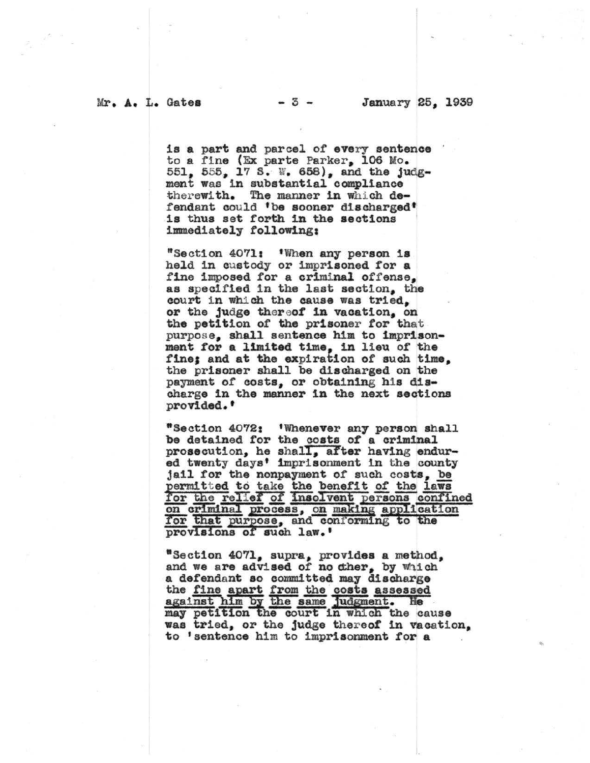is a part and parcel of every sentence to a fine (Ex parte Parker, 106 Mo. 551, 555, 17 S. W. 658), and the judgment was in substantial compliance therewith. The manner in which defendant could 'be sooner discharged' is thus set forth in the sections immediately following:

"Section 4071: 'When any person is held in custody or imprisoned for a fine imposed for a criminal offense, as specified in the last section, the court in which the cause was tried, or the judge thereof in vacation, on the petition of the prisoner for that purpose, shall sentence him to imprisonment for a limited time, in lieu of the fine; and at the expiration of such time, the prisoner shall be discharged on the payment of costs, or obtaining his discharge in the manner in the next sections provided.'

"Section 4072: 'Whenever any person shall be detained for the costs of a criminal prosecution, he shall, after having endured twenty days' imprisonment in the county jail for the nonpayment of such costs, be permitted to take the benefit of the laws for the relief of insolvent persons confined on criminal process, on making application for that purpose, and conforming to the provisions of such law.'

"Section 4071, supra, provides a method, and we are advised of no other, by which a defendant so committed may discharge the fine apart from the costs assessed against him by the same judgment. He may petition the court in which the cause was tried, or the judge thereof in vacation, to 'sentence him to imprisonment for a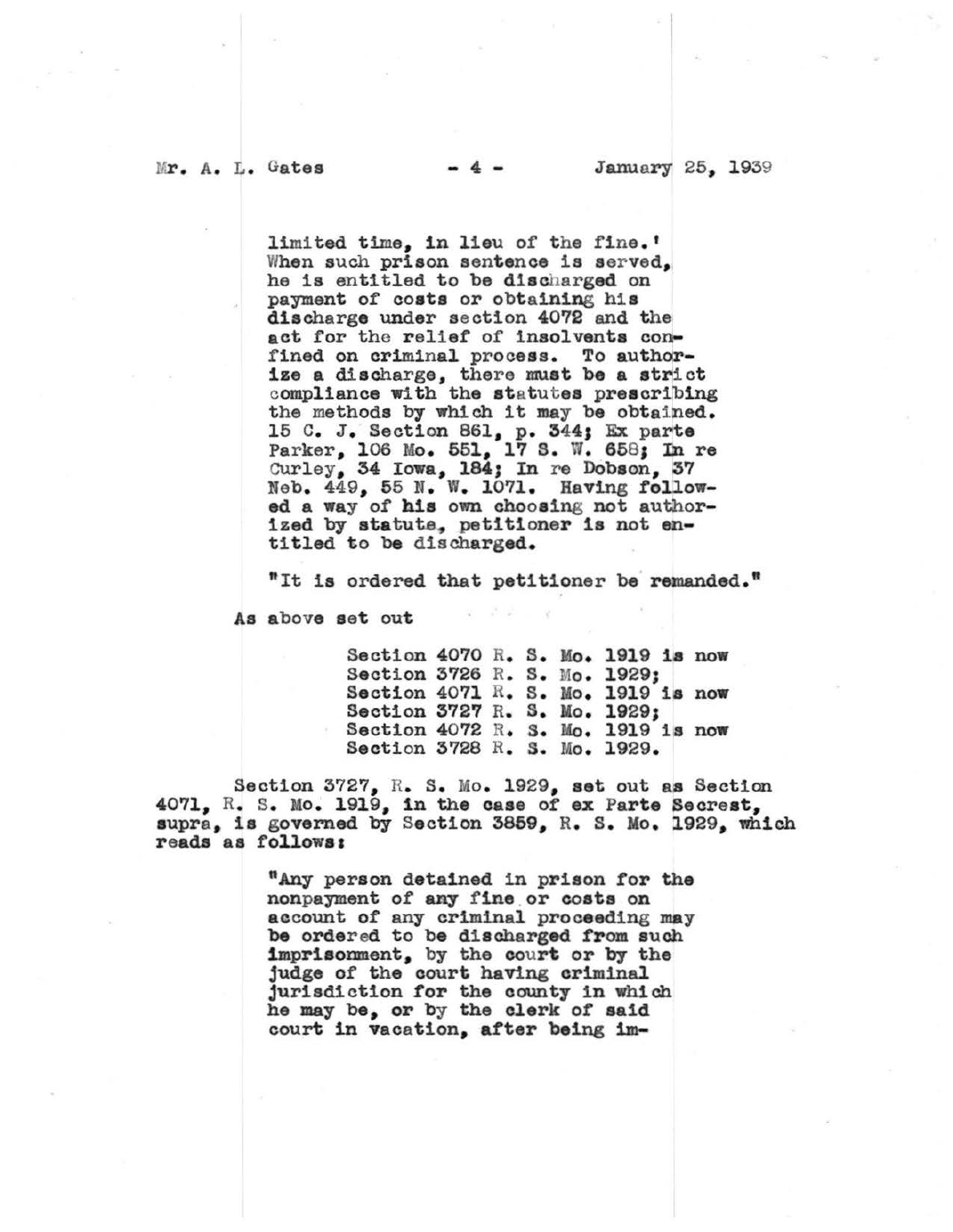limited time, in lieu of the fine.' When such prison sentence is served, he is entitled to be discharged on payment of costs or obtaining his discharge under section 4072 and the act for the relief of insolvents confined on criminal process. To authorize a discharge, there must be a strict compliance with the statutes prescribing the methods by which it may be obtained. 15 C. J. Section 861, p. 344; Ex parte Parker, 106 Mo. 551, 17 S. W. 658; In re Curley, 34 Iowa, 184; In re Dobson, 37 Neb. 449, 55 N. W. 1071. Having followed a way of his own choosing not authorized by statute, petitioner is not entitled to be discharged.

"It is ordered that petitioner be remanded."

As above set out

Section 4070 R. S. Mo. 1919 is now
Section 3726 R. S. Mo. 1929;
Section 4071 R. S. Mo. 1919 is now
Section 3727 R. S. Mo. 1929;
Section 4072 R. S. Mo. 1919 is now
Section 3728 R. S. Mo. 1929.

Section 3727, R. S. Mo. 1929, set out as Section 4071, R. S. Mo. 1919, in the case of ex Parte Secrest, supra, is governed by Section 3859, R. S. Mo. 1929, which reads as follows:

"Any person detained in prison for the nonpayment of any fine or costs on account of any criminal proceeding may be ordered to be discharged from such imprisonment, by the court or by the judge of the court having criminal jurisdiction for the county in which he may be, or by the clerk of said court in vacation, after being im-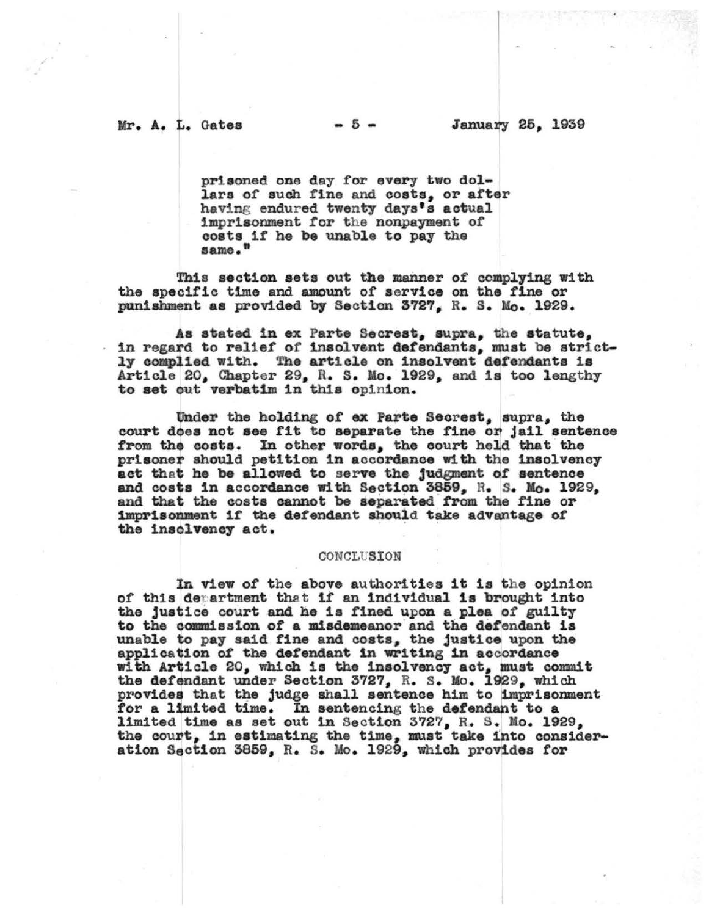> prisoned one day for every two dollars of such fine and costs, or after having endured twenty days's actual imprisonment for the nonpayment of costs if he be unable to pay the same."

This section sets out the manner of complying with the specific time and amount of service on the fine or punishment as provided by Section 3727, R. S. Mo. 1929.

As stated in ex Parte Secrest, supra, the statute, in regard to relief of insolvent defendants, must be strictly complied with. The article on insolvent defendants is Article 20, Chapter 29, R. S. Mo. 1929, and is too lengthy to set out verbatim in this opinion.

Under the holding of ex Parte Secrest, supra, the court does not see fit to separate the fine or jail sentence from the costs. In other words, the court held that the prisoner should petition in accordance with the insolvency act that he be allowed to serve the judgment of sentence and costs in accordance with Section 3859, R. S. Mo. 1929, and that the costs cannot be separated from the fine or imprisonment if the defendant should take advantage of the insolvency act.

## CONCLUSION

In view of the above authorities it is the opinion of this department that if an individual is brought into the justice court and he is fined upon a plea of guilty to the commission of a misdemeanor and the defendant is unable to pay said fine and costs, the justice upon the application of the defendant in writing in accordance with Article 20, which is the insolvency act, must commit the defendant under Section 3727, R. S. Mo. 1929, which provides that the judge shall sentence him to imprisonment for a limited time. In sentencing the defendant to a limited time as set out in Section 3727, R. S. Mo. 1929, the court, in estimating the time, must take into consideration Section 3859, R. S. Mo. 1929, which provides for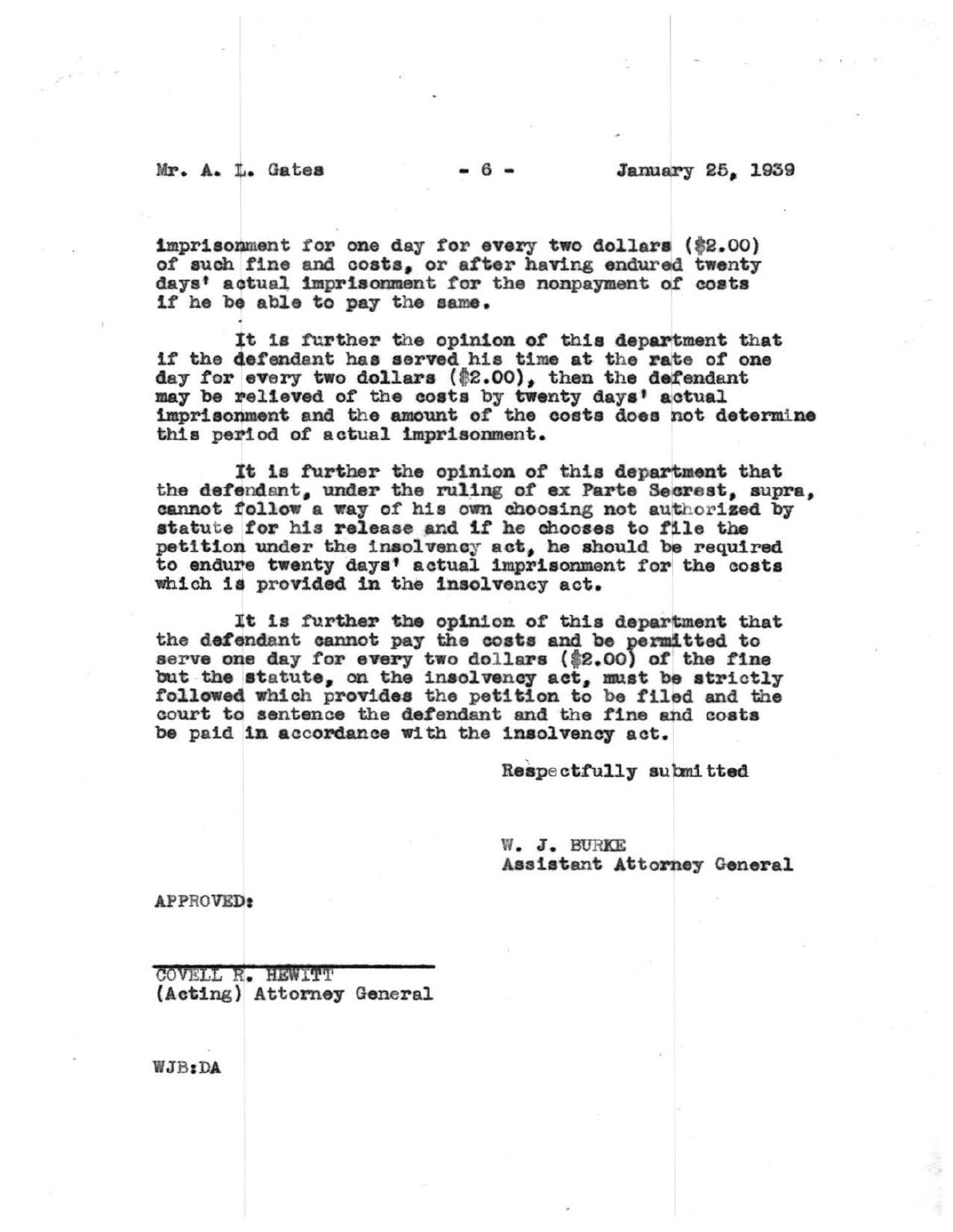imprisonment for one day for every two dollars ($2.00) of such fine and costs, or after having endured twenty days' actual imprisonment for the nonpayment of costs if he be able to pay the same.

It is further the opinion of this department that if the defendant has served his time at the rate of one day for every two dollars ($2.00), then the defendant may be relieved of the costs by twenty days' actual imprisonment and the amount of the costs does not determine this period of actual imprisonment.

It is further the opinion of this department that the defendant, under the ruling of ex Parte Secrest, supra, cannot follow a way of his own choosing not authorized by statute for his release and if he chooses to file the petition under the insolvency act, he should be required to endure twenty days' actual imprisonment for the costs which is provided in the insolvency act.

It is further the opinion of this department that the defendant cannot pay the costs and be permitted to serve one day for every two dollars ($2.00) of the fine but the statute, on the insolvency act, must be strictly followed which provides the petition to be filed and the court to sentence the defendant and the fine and costs be paid in accordance with the insolvency act.

Respectfully submitted

W. J. BURKE
Assistant Attorney General

APPROVED:

COVELL R. HEWITT
(Acting) Attorney General

WJB:DA